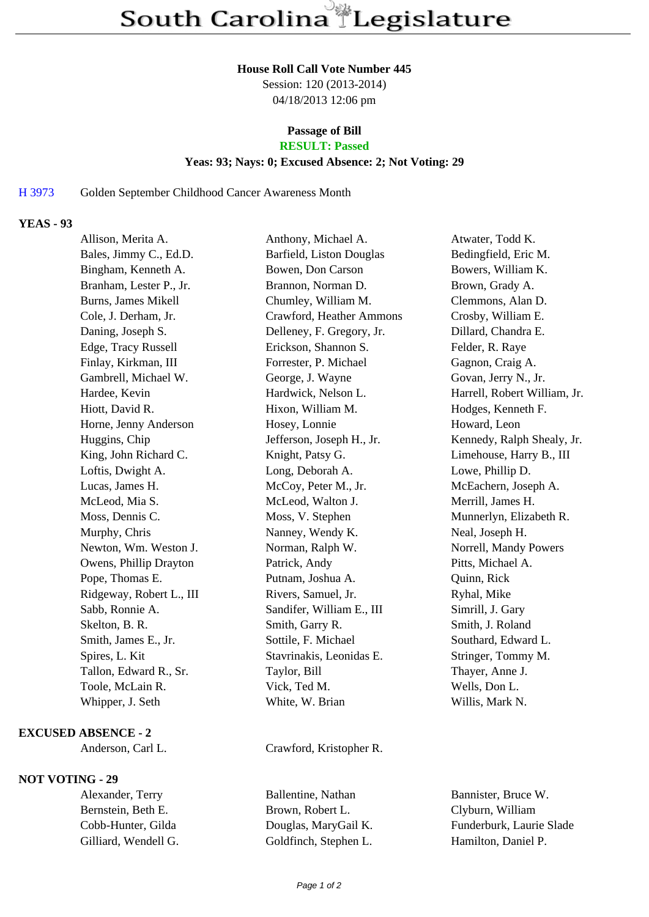# South Carolina Legislature

**House Roll Call Vote Number 445**
Session: 120 (2013-2014)
04/18/2013 12:06 pm

**Passage of Bill**
**RESULT: Passed**
**Yeas: 93; Nays: 0; Excused Absence: 2; Not Voting: 29**

H 3973 Golden September Childhood Cancer Awareness Month

**YEAS - 93**

| | | |
|---|---|---|
| Allison, Merita A. | Anthony, Michael A. | Atwater, Todd K. |
| Bales, Jimmy C., Ed.D. | Barfield, Liston Douglas | Bedingfield, Eric M. |
| Bingham, Kenneth A. | Bowen, Don Carson | Bowers, William K. |
| Branham, Lester P., Jr. | Brannon, Norman D. | Brown, Grady A. |
| Burns, James Mikell | Chumley, William M. | Clemmons, Alan D. |
| Cole, J. Derham, Jr. | Crawford, Heather Ammons | Crosby, William E. |
| Daning, Joseph S. | Delleney, F. Gregory, Jr. | Dillard, Chandra E. |
| Edge, Tracy Russell | Erickson, Shannon S. | Felder, R. Raye |
| Finlay, Kirkman, III | Forrester, P. Michael | Gagnon, Craig A. |
| Gambrell, Michael W. | George, J. Wayne | Govan, Jerry N., Jr. |
| Hardee, Kevin | Hardwick, Nelson L. | Harrell, Robert William, Jr. |
| Hiott, David R. | Hixon, William M. | Hodges, Kenneth F. |
| Horne, Jenny Anderson | Hosey, Lonnie | Howard, Leon |
| Huggins, Chip | Jefferson, Joseph H., Jr. | Kennedy, Ralph Shealy, Jr. |
| King, John Richard C. | Knight, Patsy G. | Limehouse, Harry B., III |
| Loftis, Dwight A. | Long, Deborah A. | Lowe, Phillip D. |
| Lucas, James H. | McCoy, Peter M., Jr. | McEachern, Joseph A. |
| McLeod, Mia S. | McLeod, Walton J. | Merrill, James H. |
| Moss, Dennis C. | Moss, V. Stephen | Munnerlyn, Elizabeth R. |
| Murphy, Chris | Nanney, Wendy K. | Neal, Joseph H. |
| Newton, Wm. Weston J. | Norman, Ralph W. | Norrell, Mandy Powers |
| Owens, Phillip Drayton | Patrick, Andy | Pitts, Michael A. |
| Pope, Thomas E. | Putnam, Joshua A. | Quinn, Rick |
| Ridgeway, Robert L., III | Rivers, Samuel, Jr. | Ryhal, Mike |
| Sabb, Ronnie A. | Sandifer, William E., III | Simrill, J. Gary |
| Skelton, B. R. | Smith, Garry R. | Smith, J. Roland |
| Smith, James E., Jr. | Sottile, F. Michael | Southard, Edward L. |
| Spires, L. Kit | Stavrinakis, Leonidas E. | Stringer, Tommy M. |
| Tallon, Edward R., Sr. | Taylor, Bill | Thayer, Anne J. |
| Toole, McLain R. | Vick, Ted M. | Wells, Don L. |
| Whipper, J. Seth | White, W. Brian | Willis, Mark N. |

**EXCUSED ABSENCE - 2**

| | |
|---|---|
| Anderson, Carl L. | Crawford, Kristopher R. |

**NOT VOTING - 29**

| | | |
|---|---|---|
| Alexander, Terry | Ballentine, Nathan | Bannister, Bruce W. |
| Bernstein, Beth E. | Brown, Robert L. | Clyburn, William |
| Cobb-Hunter, Gilda | Douglas, MaryGail K. | Funderburk, Laurie Slade |
| Gilliard, Wendell G. | Goldfinch, Stephen L. | Hamilton, Daniel P. |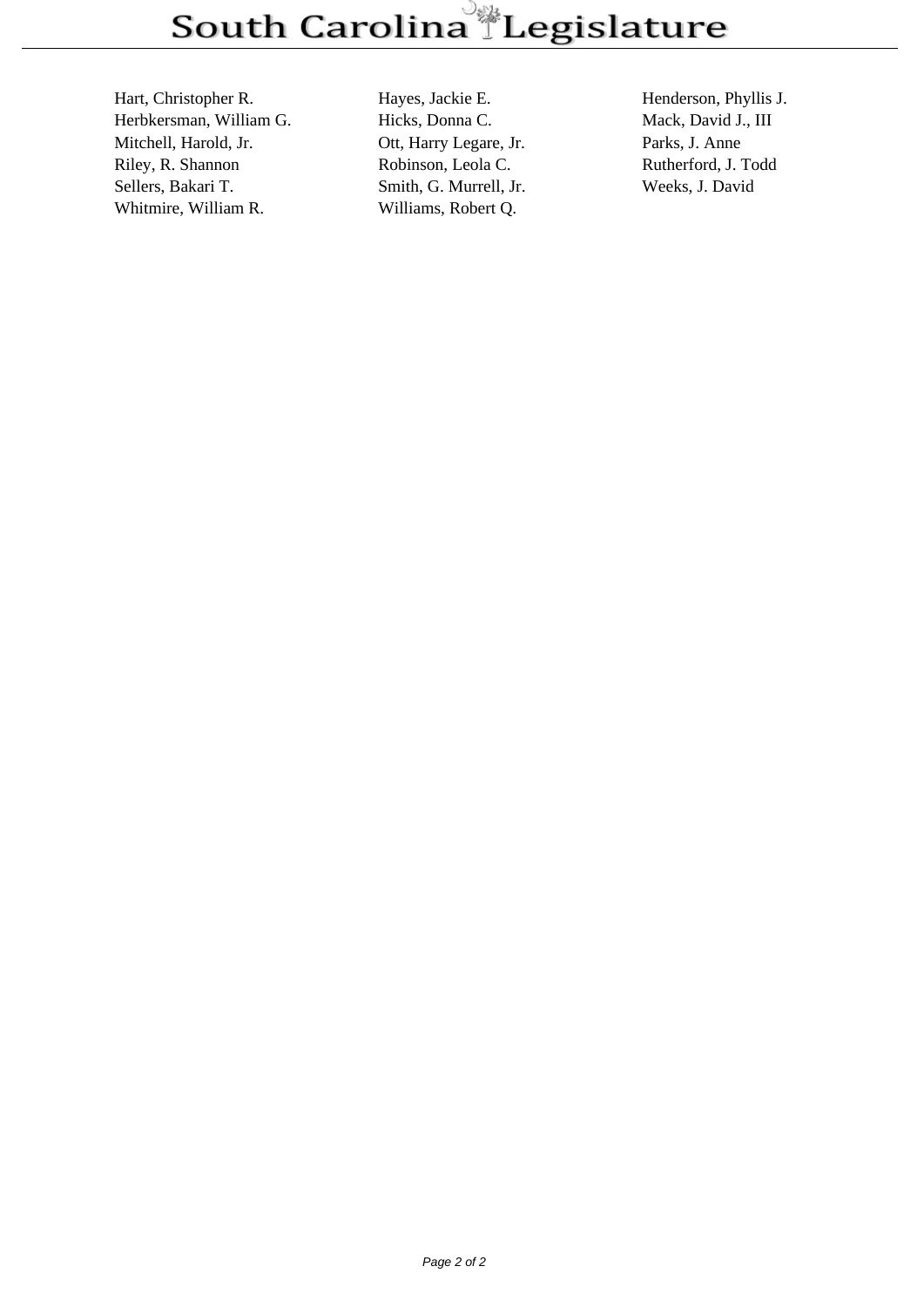Hart, Christopher R.
Hayes, Jackie E.
Henderson, Phyllis J.
Herbkersman, William G.
Hicks, Donna C.
Mack, David J., III
Mitchell, Harold, Jr.
Ott, Harry Legare, Jr.
Parks, J. Anne
Riley, R. Shannon
Robinson, Leola C.
Rutherford, J. Todd
Sellers, Bakari T.
Smith, G. Murrell, Jr.
Weeks, J. David
Whitmire, William R.
Williams, Robert Q.